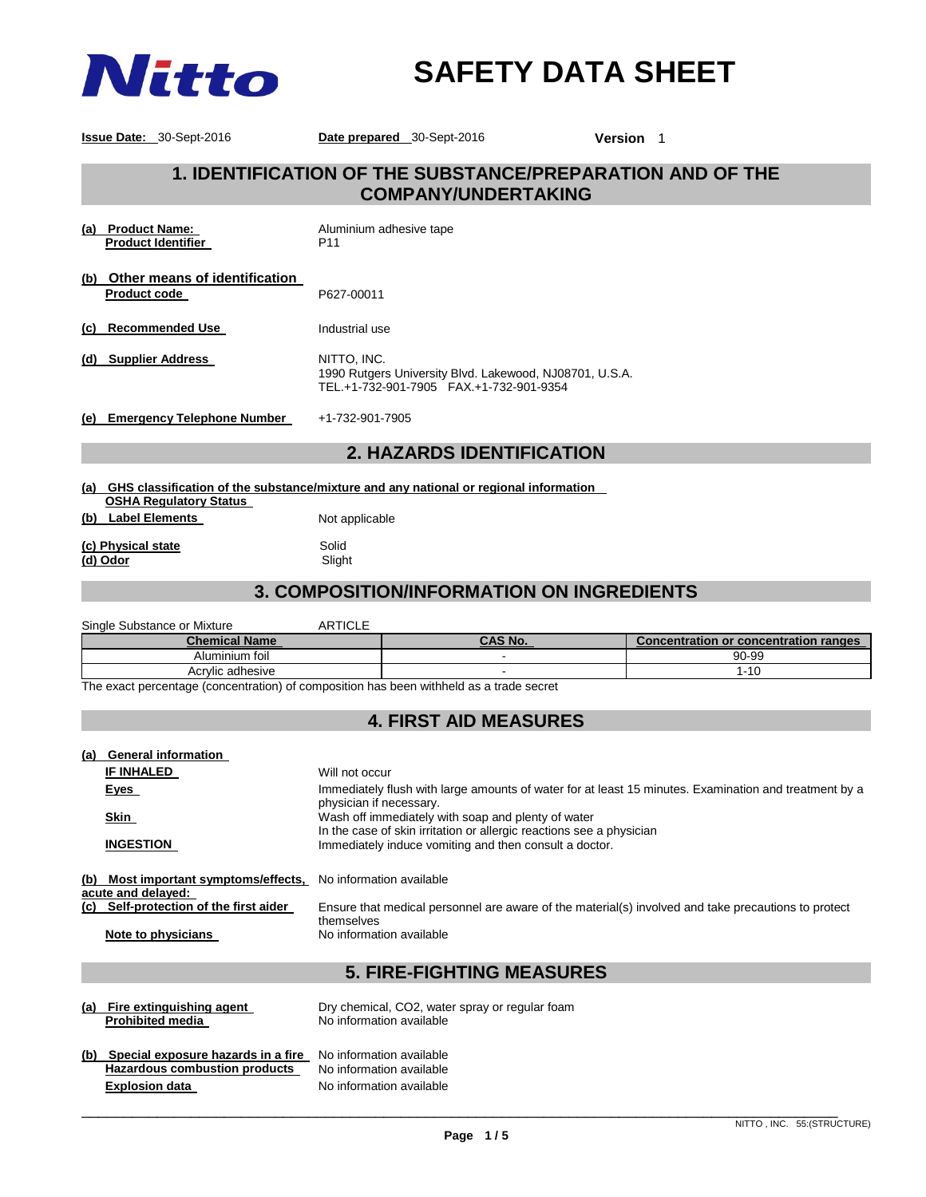Nitto

# SAFETY DATA SHEET

**Issue Date:** 30-Sept-2016 **Date prepared** 30-Sept-2016 **Version** 1

## 1. IDENTIFICATION OF THE SUBSTANCE/PREPARATION AND OF THE COMPANY/UNDERTAKING

**(a) Product Name:**
**Product Identifier**
Aluminium adhesive tape
P11

**(b) Other means of identification**
**Product code** P627-00011

**(c) Recommended Use** Industrial use

**(d) Supplier Address** NITTO, INC.
1990 Rutgers University Blvd. Lakewood, NJ08701, U.S.A.
TEL.+1-732-901-7905 FAX.+1-732-901-9354

**(e) Emergency Telephone Number** +1-732-901-7905

## 2. HAZARDS IDENTIFICATION

**(a) GHS classification of the substance/mixture and any national or regional information**
**OSHA Regulatory Status**

**(b) Label Elements** Not applicable

**(c) Physical state** Solid
**(d) Odor** Slight

## 3. COMPOSITION/INFORMATION ON INGREDIENTS

Single Substance or Mixture ARTICLE

| Chemical Name | CAS No. | Concentration or concentration ranges |
|---|---|---|
| Aluminium foil | - | 90-99 |
| Acrylic adhesive | - | 1-10 |

The exact percentage (concentration) of composition has been withheld as a trade secret

## 4. FIRST AID MEASURES

**(a) General information**

**IF INHALED** Will not occur

**Eyes** Immediately flush with large amounts of water for at least 15 minutes. Examination and treatment by a physician if necessary.

**Skin** Wash off immediately with soap and plenty of water
In the case of skin irritation or allergic reactions see a physician

**INGESTION** Immediately induce vomiting and then consult a doctor.

**(b) Most important symptoms/effects, acute and delayed:** No information available

**(c) Self-protection of the first aider** Ensure that medical personnel are aware of the material(s) involved and take precautions to protect themselves

**Note to physicians** No information available

## 5. FIRE-FIGHTING MEASURES

**(a) Fire extinguishing agent** Dry chemical, CO2, water spray or regular foam
**Prohibited media** No information available

**(b) Special exposure hazards in a fire** No information available
**Hazardous combustion products** No information available
**Explosion data** No information available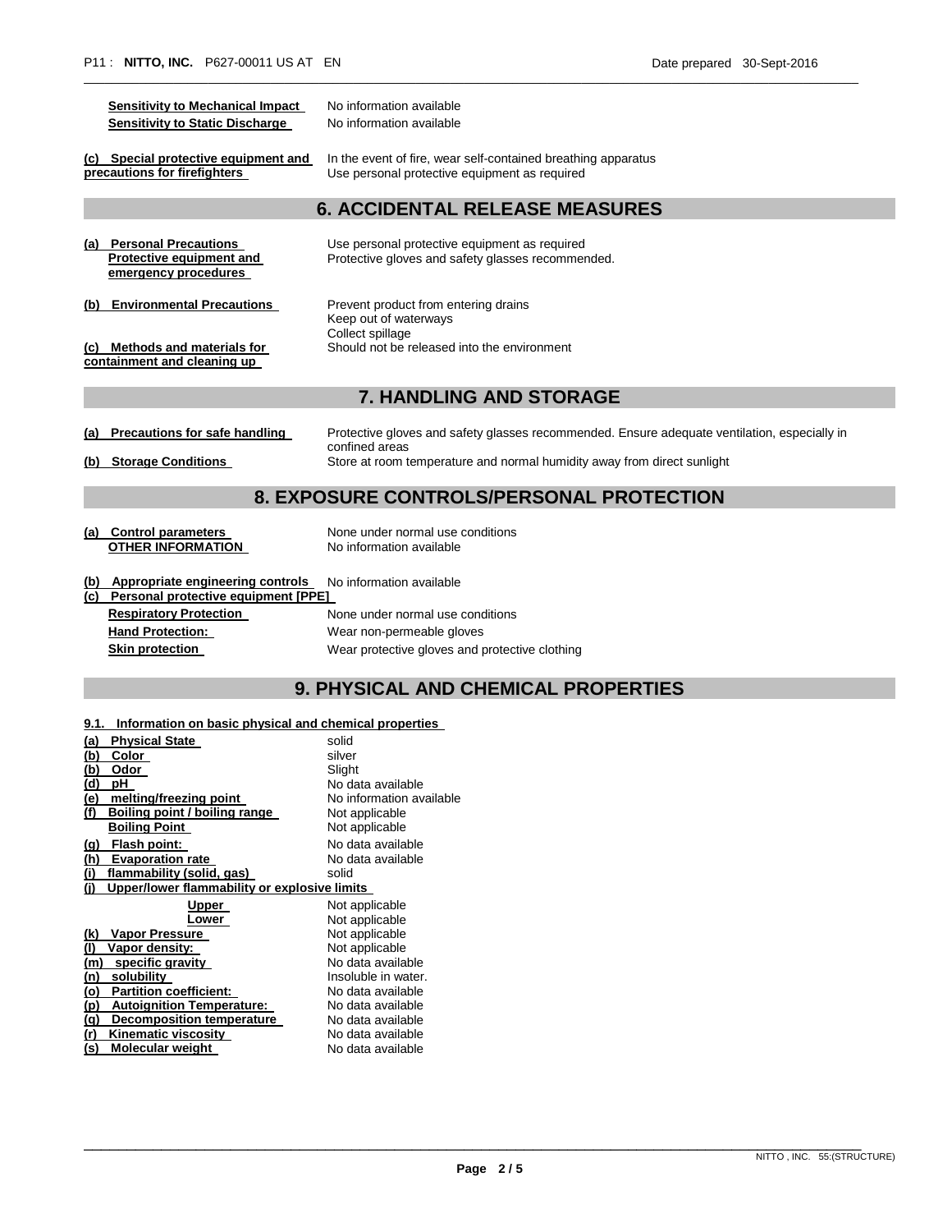**Sensitivity to Mechanical Impact** No information available
**Sensitivity to Static Discharge** No information available

**(c) Special protective equipment and precautions for firefighters** In the event of fire, wear self-contained breathing apparatus
Use personal protective equipment as required

## 6. ACCIDENTAL RELEASE MEASURES

**(a) Personal Precautions**
**Protective equipment and emergency procedures**
Use personal protective equipment as required
Protective gloves and safety glasses recommended.

**(b) Environmental Precautions**
Prevent product from entering drains
Keep out of waterways
Collect spillage

**(c) Methods and materials for containment and cleaning up**
Should not be released into the environment

## 7. HANDLING AND STORAGE

**(a) Precautions for safe handling** Protective gloves and safety glasses recommended. Ensure adequate ventilation, especially in confined areas
**(b) Storage Conditions** Store at room temperature and normal humidity away from direct sunlight

## 8. EXPOSURE CONTROLS/PERSONAL PROTECTION

**(a) Control parameters** None under normal use conditions
**OTHER INFORMATION** No information available

**(b) Appropriate engineering controls** No information available
**(c) Personal protective equipment [PPE]**

| | |
|---|---|
| **Respiratory Protection** | None under normal use conditions |
| **Hand Protection:** | Wear non-permeable gloves |
| **Skin protection** | Wear protective gloves and protective clothing |

## 9. PHYSICAL AND CHEMICAL PROPERTIES

**9.1. Information on basic physical and chemical properties**

| | |
|---|---|
| **(a) Physical State** | solid |
| **(b) Color** | silver |
| **(b) Odor** | Slight |
| **(d) pH** | No data available |
| **(e) melting/freezing point** | No information available |
| **(f) Boiling point / boiling range** | Not applicable |
| **Boiling Point** | Not applicable |
| **(g) Flash point:** | No data available |
| **(h) Evaporation rate** | No data available |
| **(i) flammability (solid, gas)** | solid |
| **(j) Upper/lower flammability or explosive limits** | |
| **Upper** | Not applicable |
| **Lower** | Not applicable |
| **(k) Vapor Pressure** | Not applicable |
| **(l) Vapor density:** | Not applicable |
| **(m) specific gravity** | No data available |
| **(n) solubility** | Insoluble in water. |
| **(o) Partition coefficient:** | No data available |
| **(p) Autoignition Temperature:** | No data available |
| **(q) Decomposition temperature** | No data available |
| **(r) Kinematic viscosity** | No data available |
| **(s) Molecular weight** | No data available |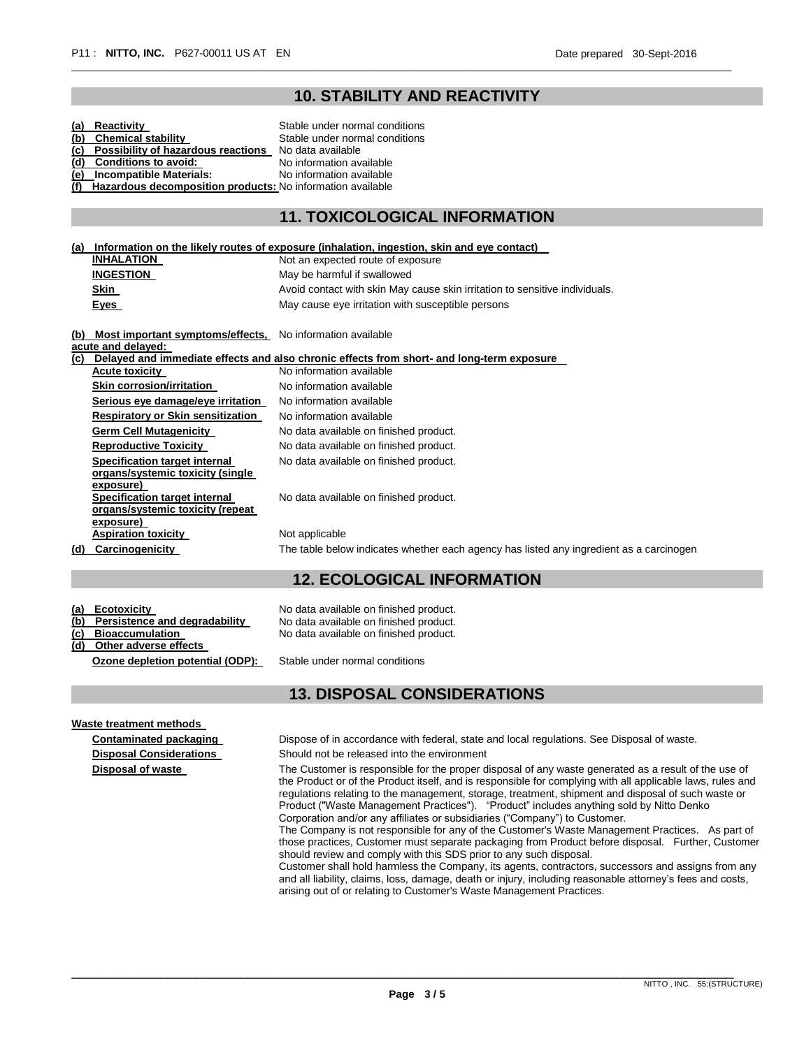## 10. STABILITY AND REACTIVITY

| | |
|---|---|
| **(a) Reactivity** | Stable under normal conditions |
| **(b) Chemical stability** | Stable under normal conditions |
| **(c) Possibility of hazardous reactions** | No data available |
| **(d) Conditions to avoid:** | No information available |
| **(e) Incompatible Materials:** | No information available |
| **(f) Hazardous decomposition products:** | No information available |

## 11. TOXICOLOGICAL INFORMATION

**(a) Information on the likely routes of exposure (inhalation, ingestion, skin and eye contact)**

| | |
|---|---|
| **INHALATION** | Not an expected route of exposure |
| **INGESTION** | May be harmful if swallowed |
| **Skin** | Avoid contact with skin May cause skin irritation to sensitive individuals. |
| **Eyes** | May cause eye irritation with susceptible persons |

**(b) Most important symptoms/effects, acute and delayed:** No information available

**(c) Delayed and immediate effects and also chronic effects from short- and long-term exposure**

| | |
|---|---|
| **Acute toxicity** | No information available |
| **Skin corrosion/irritation** | No information available |
| **Serious eye damage/eye irritation** | No information available |
| **Respiratory or Skin sensitization** | No information available |
| **Germ Cell Mutagenicity** | No data available on finished product. |
| **Reproductive Toxicity** | No data available on finished product. |
| **Specification target internal organs/systemic toxicity (single exposure)** | No data available on finished product. |
| **Specification target internal organs/systemic toxicity (repeat exposure)** | No data available on finished product. |
| **Aspiration toxicity** | Not applicable |

**(d) Carcinogenicity** The table below indicates whether each agency has listed any ingredient as a carcinogen

## 12. ECOLOGICAL INFORMATION

| | |
|---|---|
| **(a) Ecotoxicity** | No data available on finished product. |
| **(b) Persistence and degradability** | No data available on finished product. |
| **(c) Bioaccumulation** | No data available on finished product. |
| **(d) Other adverse effects** | |
| **Ozone depletion potential (ODP):** | Stable under normal conditions |

## 13. DISPOSAL CONSIDERATIONS

**Waste treatment methods**

**Contaminated packaging** Dispose of in accordance with federal, state and local regulations. See Disposal of waste.

**Disposal Considerations** Should not be released into the environment

**Disposal of waste** The Customer is responsible for the proper disposal of any waste generated as a result of the use of the Product or of the Product itself, and is responsible for complying with all applicable laws, rules and regulations relating to the management, storage, treatment, shipment and disposal of such waste or Product ("Waste Management Practices"). "Product" includes anything sold by Nitto Denko Corporation and/or any affiliates or subsidiaries ("Company") to Customer.
The Company is not responsible for any of the Customer's Waste Management Practices. As part of those practices, Customer must separate packaging from Product before disposal. Further, Customer should review and comply with this SDS prior to any such disposal.
Customer shall hold harmless the Company, its agents, contractors, successors and assigns from any and all liability, claims, loss, damage, death or injury, including reasonable attorney's fees and costs, arising out of or relating to Customer's Waste Management Practices.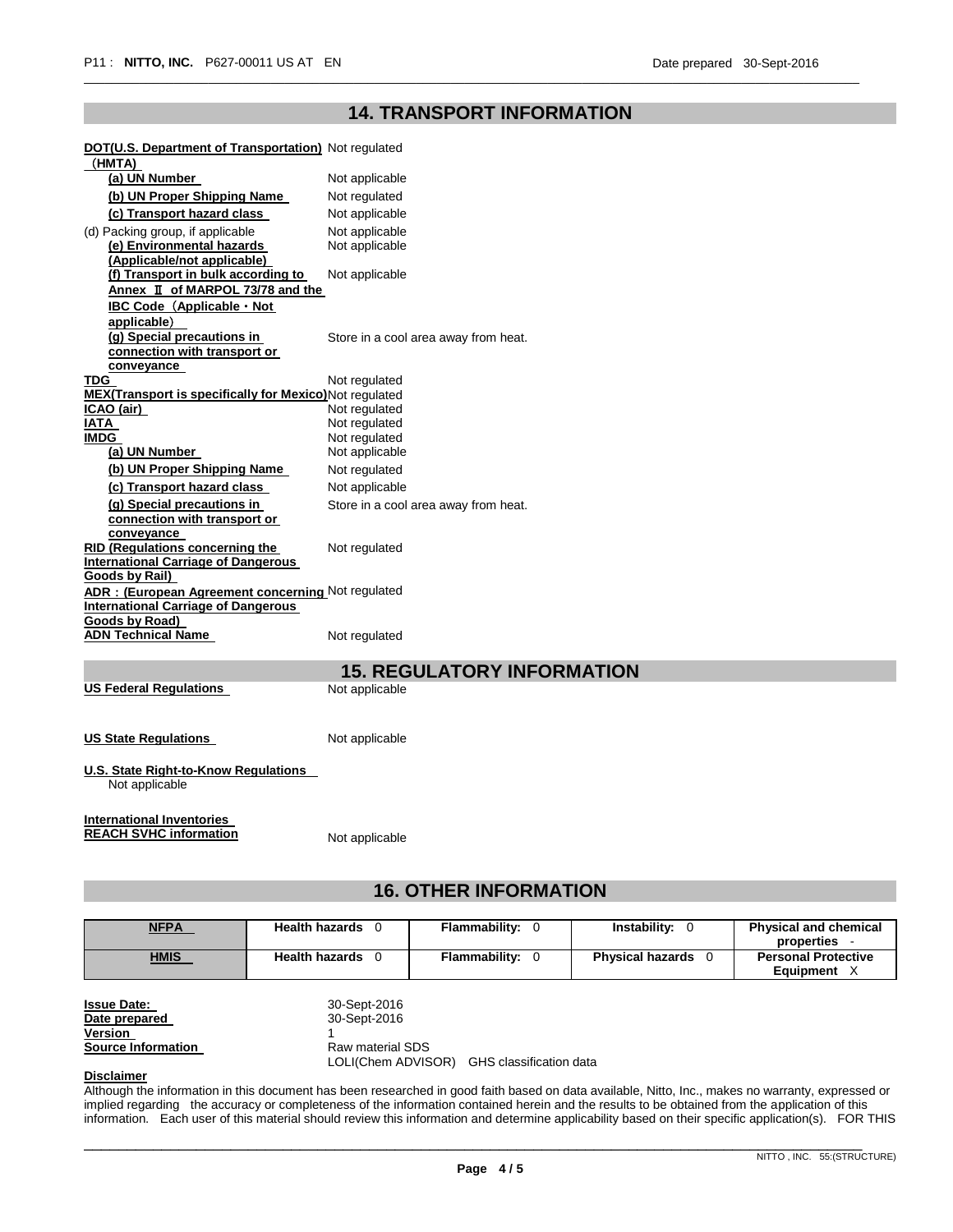## 14. TRANSPORT INFORMATION

| | |
|---|---|
| **DOT(U.S. Department of Transportation) （HMTA)** | Not regulated |
| **(a) UN Number** | Not applicable |
| **(b) UN Proper Shipping Name** | Not regulated |
| **(c) Transport hazard class** | Not applicable |
| (d) Packing group, if applicable | Not applicable |
| **(e) Environmental hazards (Applicable/not applicable)** | Not applicable |
| **(f) Transport in bulk according to Annex Ⅱ of MARPOL 73/78 and the IBC Code（Applicable・Not applicable）** | Not applicable |
| **(g) Special precautions in connection with transport or conveyance** | Store in a cool area away from heat. |
| **TDG** | Not regulated |
| **MEX(Transport is specifically for Mexico)** | Not regulated |
| **ICAO (air)** | Not regulated |
| **IATA** | Not regulated |
| **IMDG** | Not regulated |
| **(a) UN Number** | Not applicable |
| **(b) UN Proper Shipping Name** | Not regulated |
| **(c) Transport hazard class** | Not applicable |
| **(g) Special precautions in connection with transport or conveyance** | Store in a cool area away from heat. |
| **RID (Regulations concerning the International Carriage of Dangerous Goods by Rail)** | Not regulated |
| **ADR：(European Agreement concerning International Carriage of Dangerous Goods by Road)** | Not regulated |
| **ADN Technical Name** | Not regulated |

## 15. REGULATORY INFORMATION

**US Federal Regulations** Not applicable

**US State Regulations** Not applicable

**U.S. State Right-to-Know Regulations**
Not applicable

**International Inventories**
**REACH SVHC information** Not applicable

## 16. OTHER INFORMATION

| NFPA | Health hazards 0 | Flammability: 0 | Instability: 0 | Physical and chemical properties - |
|---|---|---|---|---|
| **HMIS** | **Health hazards** 0 | **Flammability:** 0 | **Physical hazards** 0 | **Personal Protective Equipment** X |

| | |
|---|---|
| **Issue Date:** | 30-Sept-2016 |
| **Date prepared** | 30-Sept-2016 |
| **Version** | 1 |
| **Source Information** | Raw material SDS<br>LOLI(Chem ADVISOR) GHS classification data |

**Disclaimer**
Although the information in this document has been researched in good faith based on data available, Nitto, Inc., makes no warranty, expressed or implied regarding the accuracy or completeness of the information contained herein and the results to be obtained from the application of this information. Each user of this material should review this information and determine applicability based on their specific application(s). FOR THIS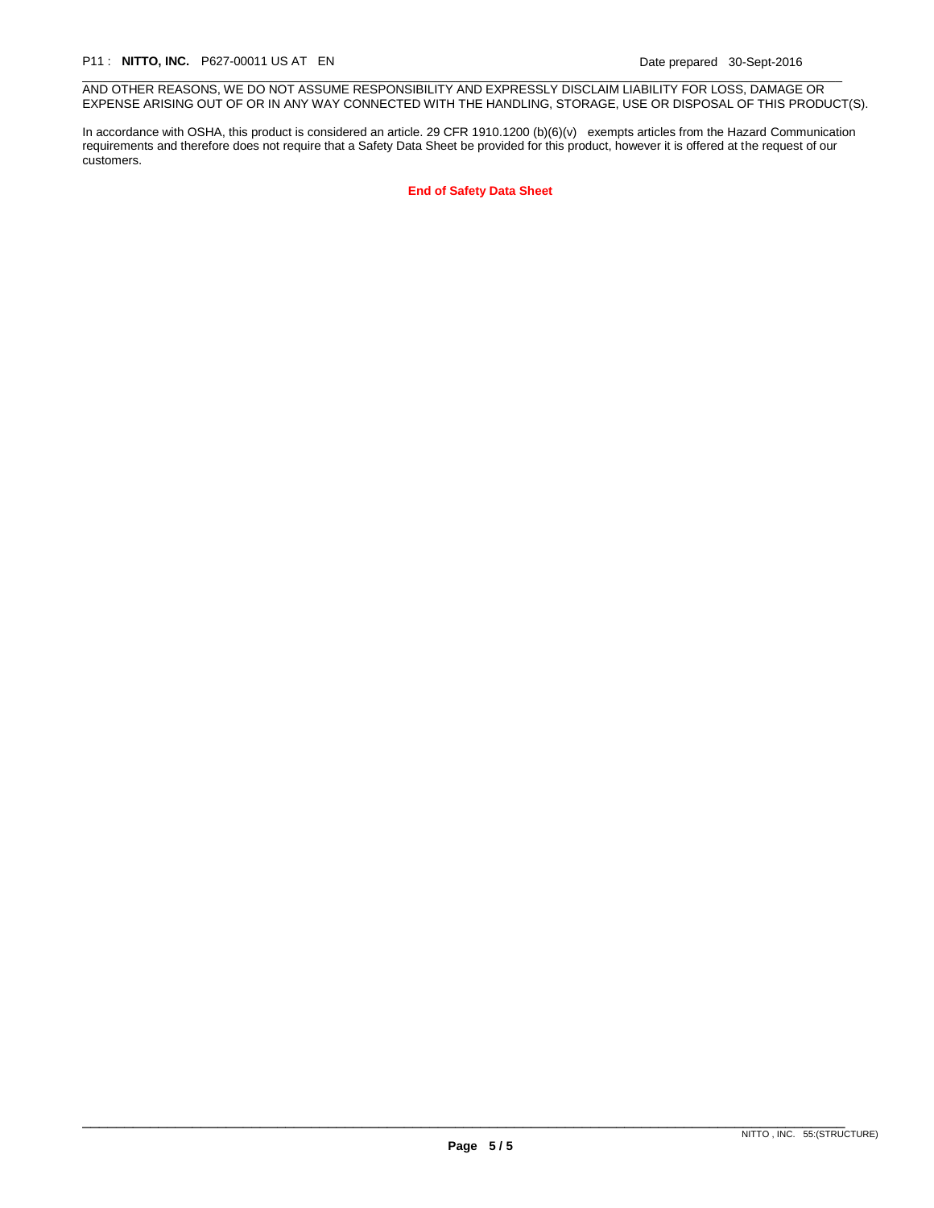AND OTHER REASONS, WE DO NOT ASSUME RESPONSIBILITY AND EXPRESSLY DISCLAIM LIABILITY FOR LOSS, DAMAGE OR EXPENSE ARISING OUT OF OR IN ANY WAY CONNECTED WITH THE HANDLING, STORAGE, USE OR DISPOSAL OF THIS PRODUCT(S).

In accordance with OSHA, this product is considered an article. 29 CFR 1910.1200 (b)(6)(v) exempts articles from the Hazard Communication requirements and therefore does not require that a Safety Data Sheet be provided for this product, however it is offered at the request of our customers.

**End of Safety Data Sheet**